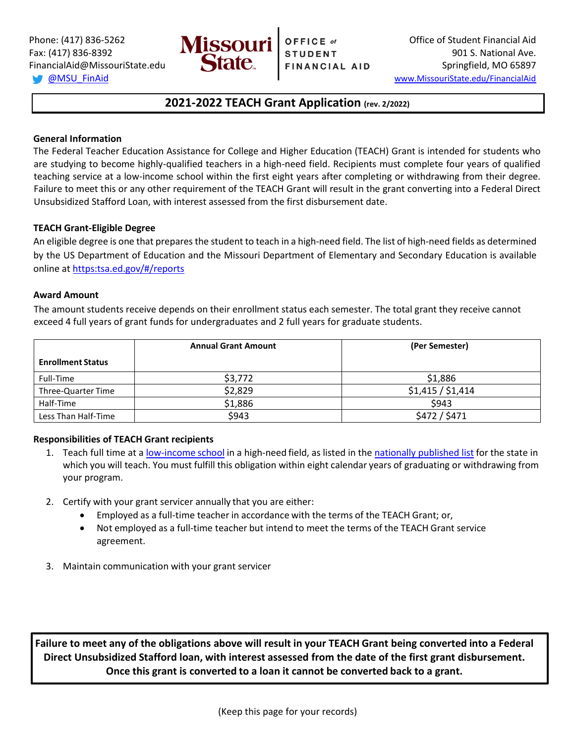Phone: (417) 836-5262
Fax: (417) 836-8392
FinancialAid@MissouriState.edu
@MSU_FinAid

Missouri State | OFFICE of STUDENT FINANCIAL AID

Office of Student Financial Aid
901 S. National Ave.
Springfield, MO 65897
www.MissouriState.edu/FinancialAid

# 2021-2022 TEACH Grant Application (rev. 2/2022)

**General Information**

The Federal Teacher Education Assistance for College and Higher Education (TEACH) Grant is intended for students who are studying to become highly-qualified teachers in a high-need field. Recipients must complete four years of qualified teaching service at a low-income school within the first eight years after completing or withdrawing from their degree. Failure to meet this or any other requirement of the TEACH Grant will result in the grant converting into a Federal Direct Unsubsidized Stafford Loan, with interest assessed from the first disbursement date.

**TEACH Grant-Eligible Degree**

An eligible degree is one that prepares the student to teach in a high-need field. The list of high-need fields as determined by the US Department of Education and the Missouri Department of Elementary and Secondary Education is available online at https:tsa.ed.gov/#/reports

**Award Amount**

The amount students receive depends on their enrollment status each semester. The total grant they receive cannot exceed 4 full years of grant funds for undergraduates and 2 full years for graduate students.

| Enrollment Status | Annual Grant Amount | (Per Semester) |
|---|---|---|
| Full-Time | $3,772 | $1,886 |
| Three-Quarter Time | $2,829 | $1,415 / $1,414 |
| Half-Time | $1,886 | $943 |
| Less Than Half-Time | $943 | $472 / $471 |

**Responsibilities of TEACH Grant recipients**

1. Teach full time at a low-income school in a high-need field, as listed in the nationally published list for the state in which you will teach. You must fulfill this obligation within eight calendar years of graduating or withdrawing from your program.

2. Certify with your grant servicer annually that you are either:
   - Employed as a full-time teacher in accordance with the terms of the TEACH Grant; or,
   - Not employed as a full-time teacher but intend to meet the terms of the TEACH Grant service agreement.

3. Maintain communication with your grant servicer

**Failure to meet any of the obligations above will result in your TEACH Grant being converted into a Federal Direct Unsubsidized Stafford loan, with interest assessed from the date of the first grant disbursement. Once this grant is converted to a loan it cannot be converted back to a grant.**

(Keep this page for your records)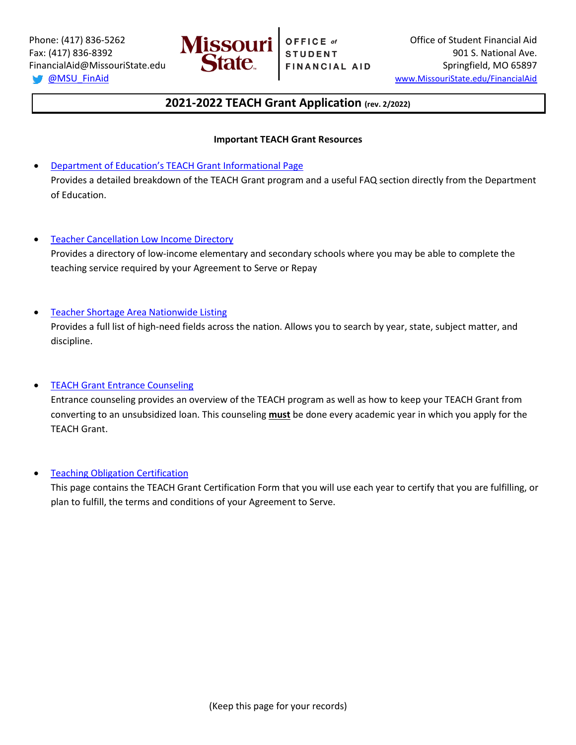Phone: (417) 836-5262
Fax: (417) 836-8392
FinancialAid@MissouriState.edu
@MSU_FinAid

Missouri State | OFFICE of STUDENT FINANCIAL AID

Office of Student Financial Aid
901 S. National Ave.
Springfield, MO 65897
www.MissouriState.edu/FinancialAid

# 2021-2022 TEACH Grant Application (rev. 2/2022)

**Important TEACH Grant Resources**

- Department of Education's TEACH Grant Informational Page
  Provides a detailed breakdown of the TEACH Grant program and a useful FAQ section directly from the Department of Education.

- Teacher Cancellation Low Income Directory
  Provides a directory of low-income elementary and secondary schools where you may be able to complete the teaching service required by your Agreement to Serve or Repay

- Teacher Shortage Area Nationwide Listing
  Provides a full list of high-need fields across the nation. Allows you to search by year, state, subject matter, and discipline.

- TEACH Grant Entrance Counseling
  Entrance counseling provides an overview of the TEACH program as well as how to keep your TEACH Grant from converting to an unsubsidized loan. This counseling **must** be done every academic year in which you apply for the TEACH Grant.

- Teaching Obligation Certification
  This page contains the TEACH Grant Certification Form that you will use each year to certify that you are fulfilling, or plan to fulfill, the terms and conditions of your Agreement to Serve.

(Keep this page for your records)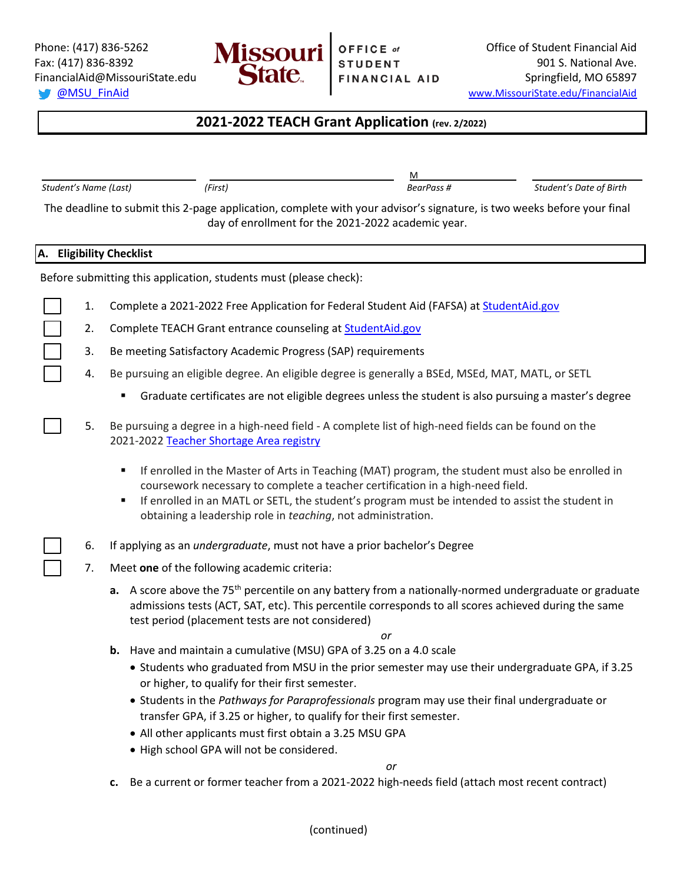Phone: (417) 836-5262
Fax: (417) 836-8392
FinancialAid@MissouriState.edu
@MSU_FinAid

Missouri State | OFFICE of STUDENT FINANCIAL AID

Office of Student Financial Aid
901 S. National Ave.
Springfield, MO 65897
www.MissouriState.edu/FinancialAid

# 2021-2022 TEACH Grant Application (rev. 2/2022)

| | | M | |
|---|---|---|---|
| *Student's Name (Last)* | *(First)* | *BearPass #* | *Student's Date of Birth* |

The deadline to submit this 2-page application, complete with your advisor's signature, is two weeks before your final day of enrollment for the 2021-2022 academic year.

## A. Eligibility Checklist

Before submitting this application, students must (please check):

- [ ] 1. Complete a 2021-2022 Free Application for Federal Student Aid (FAFSA) at StudentAid.gov
- [ ] 2. Complete TEACH Grant entrance counseling at StudentAid.gov
- [ ] 3. Be meeting Satisfactory Academic Progress (SAP) requirements
- [ ] 4. Be pursuing an eligible degree. An eligible degree is generally a BSEd, MSEd, MAT, MATL, or SETL
  - Graduate certificates are not eligible degrees unless the student is also pursuing a master's degree
- [ ] 5. Be pursuing a degree in a high-need field - A complete list of high-need fields can be found on the 2021-2022 Teacher Shortage Area registry
  - If enrolled in the Master of Arts in Teaching (MAT) program, the student must also be enrolled in coursework necessary to complete a teacher certification in a high-need field.
  - If enrolled in an MATL or SETL, the student's program must be intended to assist the student in obtaining a leadership role in *teaching*, not administration.
- [ ] 6. If applying as an *undergraduate*, must not have a prior bachelor's Degree
- [ ] 7. Meet **one** of the following academic criteria:

   **a.** A score above the 75th percentile on any battery from a nationally-normed undergraduate or graduate admissions tests (ACT, SAT, etc). This percentile corresponds to all scores achieved during the same test period (placement tests are not considered)

   *or*

   **b.** Have and maintain a cumulative (MSU) GPA of 3.25 on a 4.0 scale
   - Students who graduated from MSU in the prior semester may use their undergraduate GPA, if 3.25 or higher, to qualify for their first semester.
   - Students in the *Pathways for Paraprofessionals* program may use their final undergraduate or transfer GPA, if 3.25 or higher, to qualify for their first semester.
   - All other applicants must first obtain a 3.25 MSU GPA
   - High school GPA will not be considered.

   *or*

   **c.** Be a current or former teacher from a 2021-2022 high-needs field (attach most recent contract)

(continued)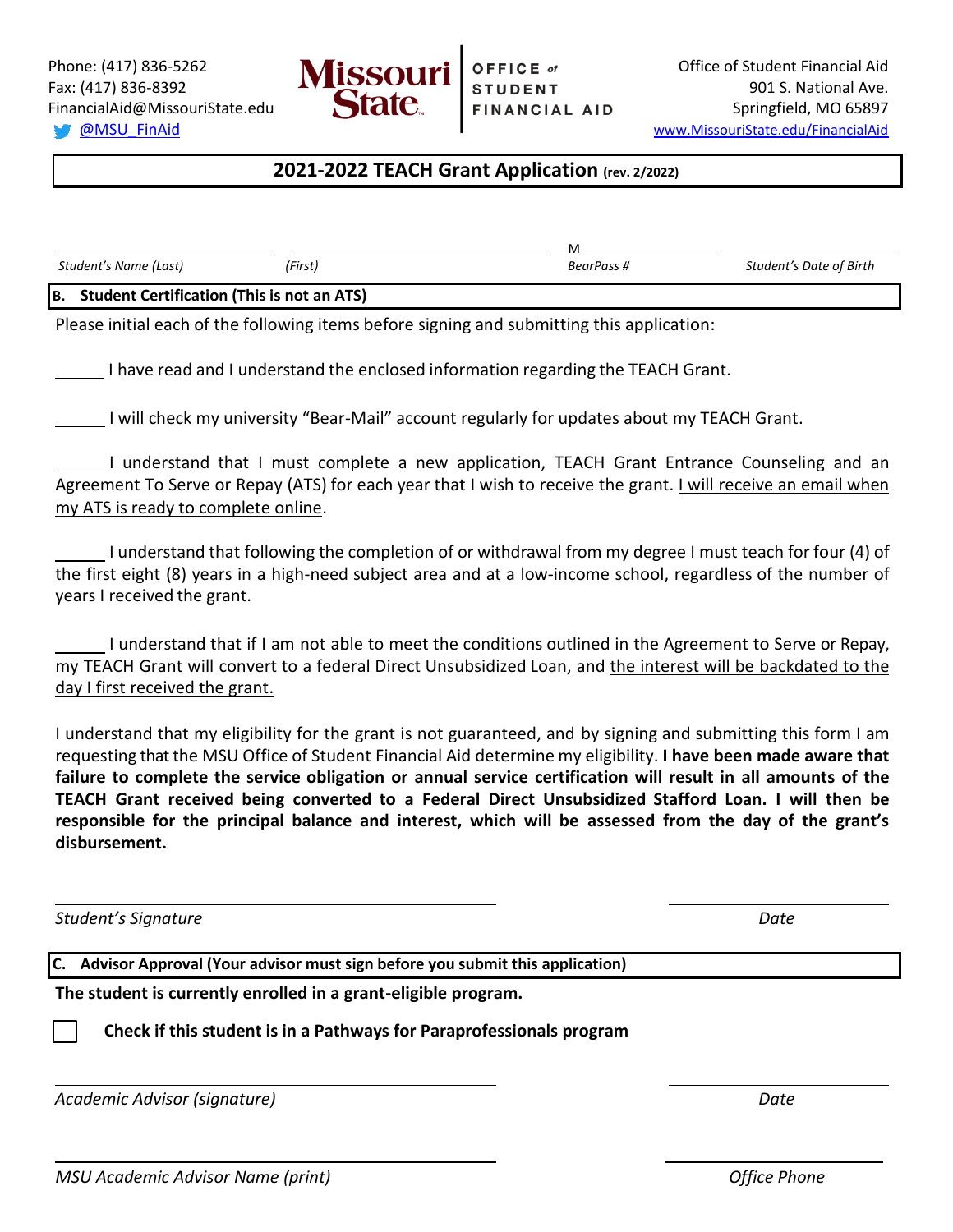Phone: (417) 836-5262
Fax: (417) 836-8392
FinancialAid@MissouriState.edu
@MSU_FinAid

Missouri State | OFFICE of STUDENT FINANCIAL AID

Office of Student Financial Aid
901 S. National Ave.
Springfield, MO 65897
www.MissouriState.edu/FinancialAid

## 2021-2022 TEACH Grant Application (rev. 2/2022)

| | | | |
|---|---|---|---|
| | | M | |
| *Student's Name (Last)* | *(First)* | *BearPass #* | *Student's Date of Birth* |

### B. Student Certification (This is not an ATS)

Please initial each of the following items before signing and submitting this application:

\_\_\_\_\_\_ I have read and I understand the enclosed information regarding the TEACH Grant.

\_\_\_\_\_\_ I will check my university "Bear-Mail" account regularly for updates about my TEACH Grant.

\_\_\_\_\_\_ I understand that I must complete a new application, TEACH Grant Entrance Counseling and an Agreement To Serve or Repay (ATS) for each year that I wish to receive the grant. I will receive an email when my ATS is ready to complete online.

\_\_\_\_\_\_ I understand that following the completion of or withdrawal from my degree I must teach for four (4) of the first eight (8) years in a high-need subject area and at a low-income school, regardless of the number of years I received the grant.

\_\_\_\_\_\_ I understand that if I am not able to meet the conditions outlined in the Agreement to Serve or Repay, my TEACH Grant will convert to a federal Direct Unsubsidized Loan, and the interest will be backdated to the day I first received the grant.

I understand that my eligibility for the grant is not guaranteed, and by signing and submitting this form I am requesting that the MSU Office of Student Financial Aid determine my eligibility. **I have been made aware that failure to complete the service obligation or annual service certification will result in all amounts of the TEACH Grant received being converted to a Federal Direct Unsubsidized Stafford Loan. I will then be responsible for the principal balance and interest, which will be assessed from the day of the grant's disbursement.**

\_\_\_\_\_\_\_\_\_\_\_\_\_\_\_\_\_\_\_\_\_\_\_\_\_\_\_\_\_\_\_\_ \_\_\_\_\_\_\_\_\_\_\_\_\_\_\_\_
*Student's Signature* *Date*

### C. Advisor Approval (Your advisor must sign before you submit this application)

**The student is currently enrolled in a grant-eligible program.**

☐ **Check if this student is in a Pathways for Paraprofessionals program**

\_\_\_\_\_\_\_\_\_\_\_\_\_\_\_\_\_\_\_\_\_\_\_\_\_\_\_\_\_\_\_\_ \_\_\_\_\_\_\_\_\_\_\_\_\_\_\_\_
*Academic Advisor (signature)* *Date*

\_\_\_\_\_\_\_\_\_\_\_\_\_\_\_\_\_\_\_\_\_\_\_\_\_\_\_\_\_\_\_\_ \_\_\_\_\_\_\_\_\_\_\_\_\_\_\_\_
*MSU Academic Advisor Name (print)* *Office Phone*